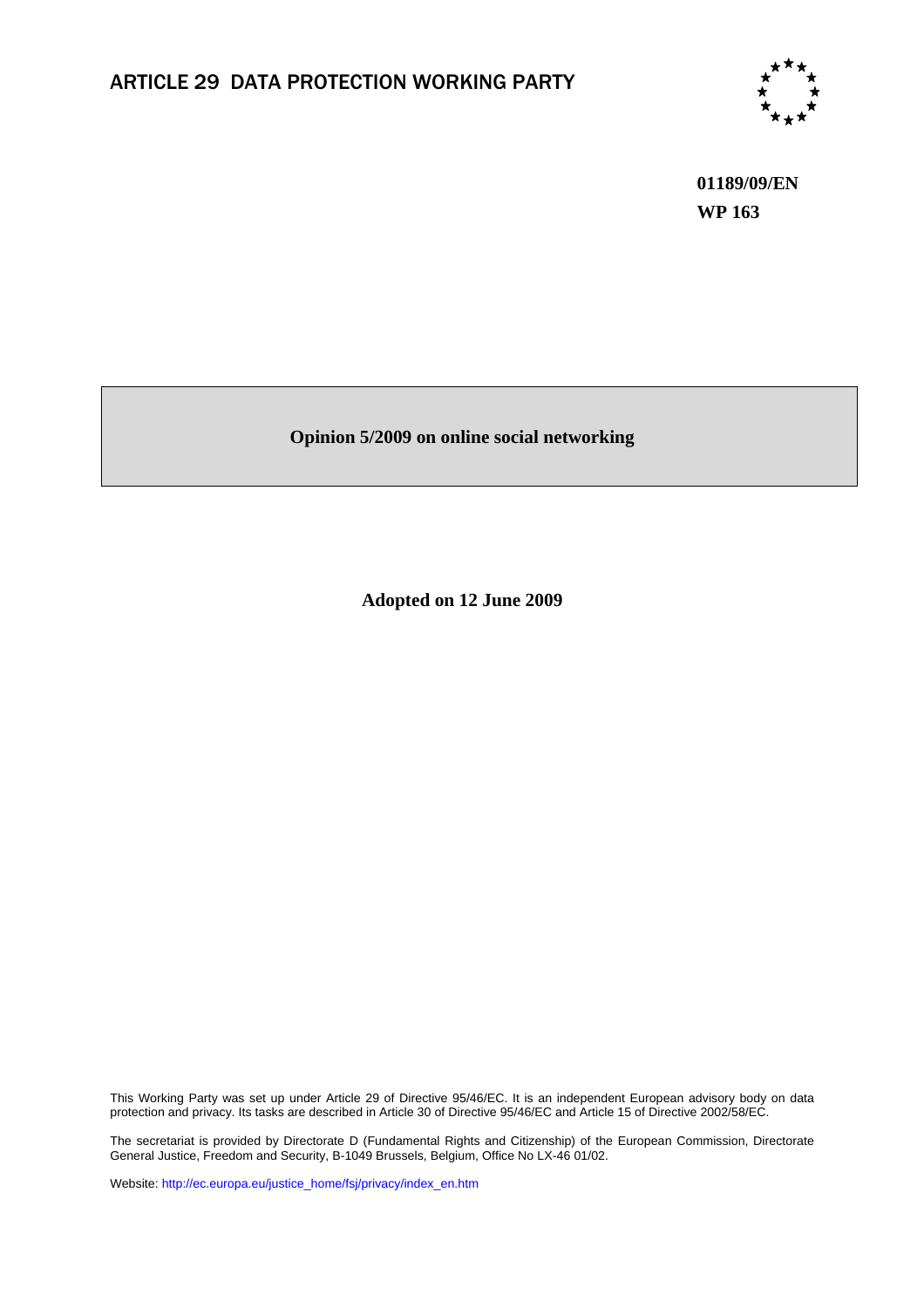ARTICLE 29 DATA PROTECTION WORKING PARTY

**01189/09/EN**
**WP 163**

# Opinion 5/2009 on online social networking

**Adopted on 12 June 2009**

This Working Party was set up under Article 29 of Directive 95/46/EC. It is an independent European advisory body on data protection and privacy. Its tasks are described in Article 30 of Directive 95/46/EC and Article 15 of Directive 2002/58/EC.

The secretariat is provided by Directorate D (Fundamental Rights and Citizenship) of the European Commission, Directorate General Justice, Freedom and Security, B-1049 Brussels, Belgium, Office No LX-46 01/02.

Website: http://ec.europa.eu/justice_home/fsj/privacy/index_en.htm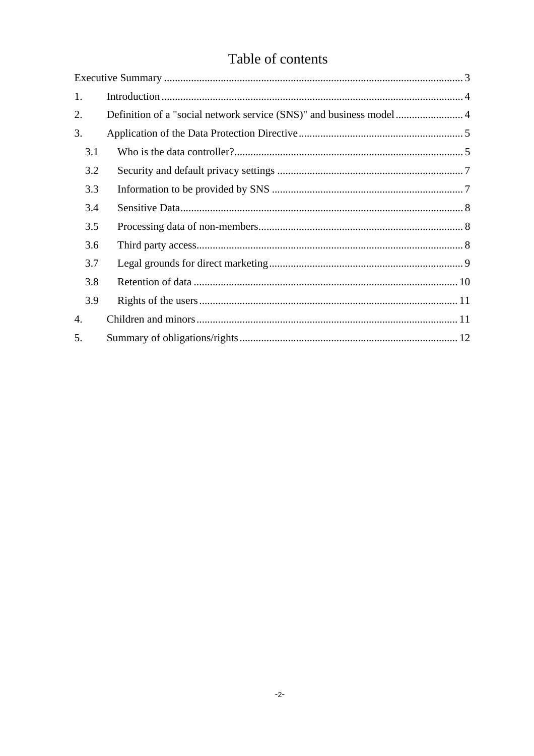# Table of contents

Executive Summary ..... 3

1. Introduction ..... 4

2. Definition of a "social network service (SNS)" and business model ..... 4

3. Application of the Data Protection Directive ..... 5

    3.1 Who is the data controller? ..... 5

    3.2 Security and default privacy settings ..... 7

    3.3 Information to be provided by SNS ..... 7

    3.4 Sensitive Data ..... 8

    3.5 Processing data of non-members ..... 8

    3.6 Third party access ..... 8

    3.7 Legal grounds for direct marketing ..... 9

    3.8 Retention of data ..... 10

    3.9 Rights of the users ..... 11

4. Children and minors ..... 11

5. Summary of obligations/rights ..... 12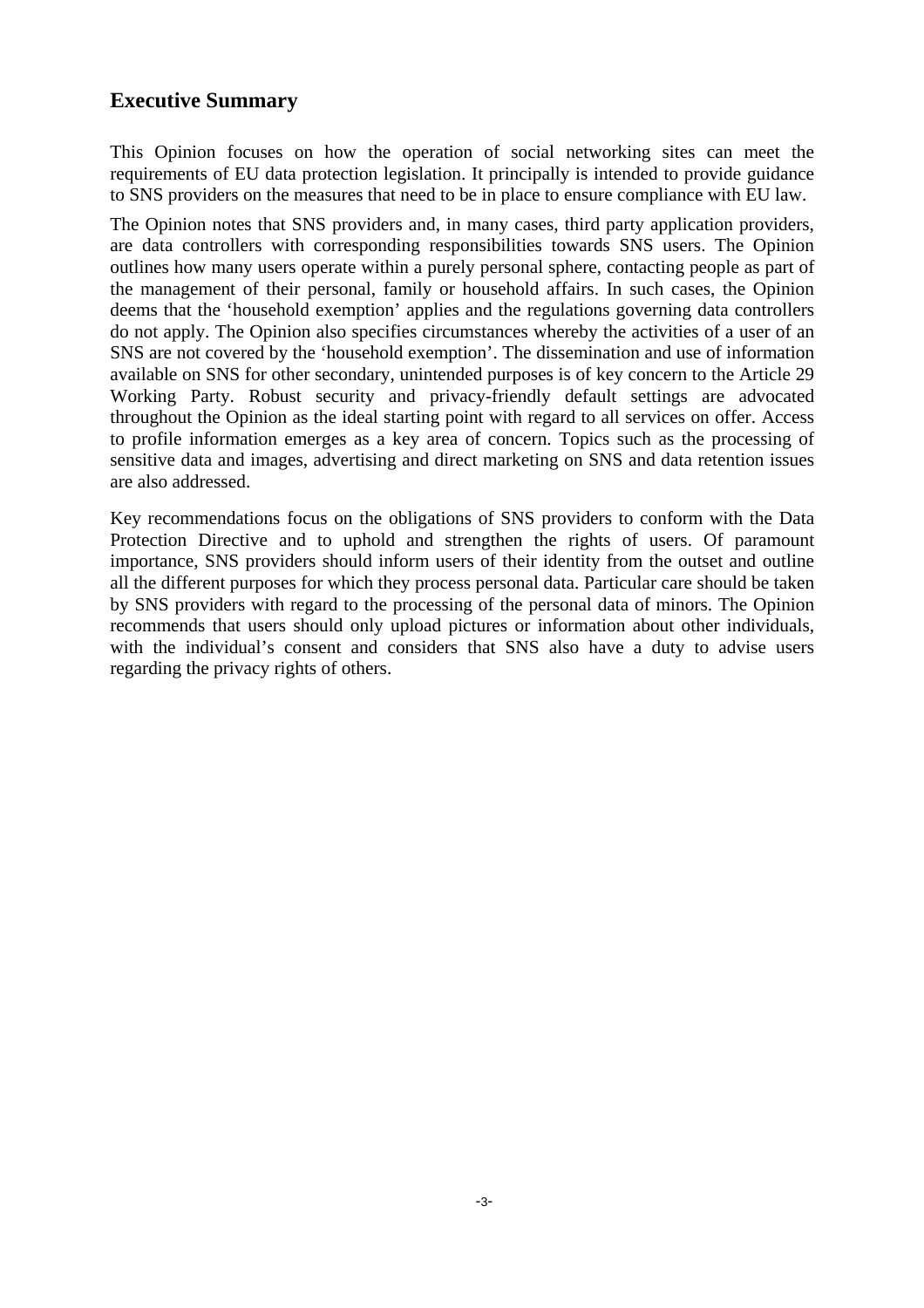## Executive Summary

This Opinion focuses on how the operation of social networking sites can meet the requirements of EU data protection legislation. It principally is intended to provide guidance to SNS providers on the measures that need to be in place to ensure compliance with EU law.

The Opinion notes that SNS providers and, in many cases, third party application providers, are data controllers with corresponding responsibilities towards SNS users. The Opinion outlines how many users operate within a purely personal sphere, contacting people as part of the management of their personal, family or household affairs. In such cases, the Opinion deems that the 'household exemption' applies and the regulations governing data controllers do not apply. The Opinion also specifies circumstances whereby the activities of a user of an SNS are not covered by the 'household exemption'. The dissemination and use of information available on SNS for other secondary, unintended purposes is of key concern to the Article 29 Working Party. Robust security and privacy-friendly default settings are advocated throughout the Opinion as the ideal starting point with regard to all services on offer. Access to profile information emerges as a key area of concern. Topics such as the processing of sensitive data and images, advertising and direct marketing on SNS and data retention issues are also addressed.

Key recommendations focus on the obligations of SNS providers to conform with the Data Protection Directive and to uphold and strengthen the rights of users. Of paramount importance, SNS providers should inform users of their identity from the outset and outline all the different purposes for which they process personal data. Particular care should be taken by SNS providers with regard to the processing of the personal data of minors. The Opinion recommends that users should only upload pictures or information about other individuals, with the individual's consent and considers that SNS also have a duty to advise users regarding the privacy rights of others.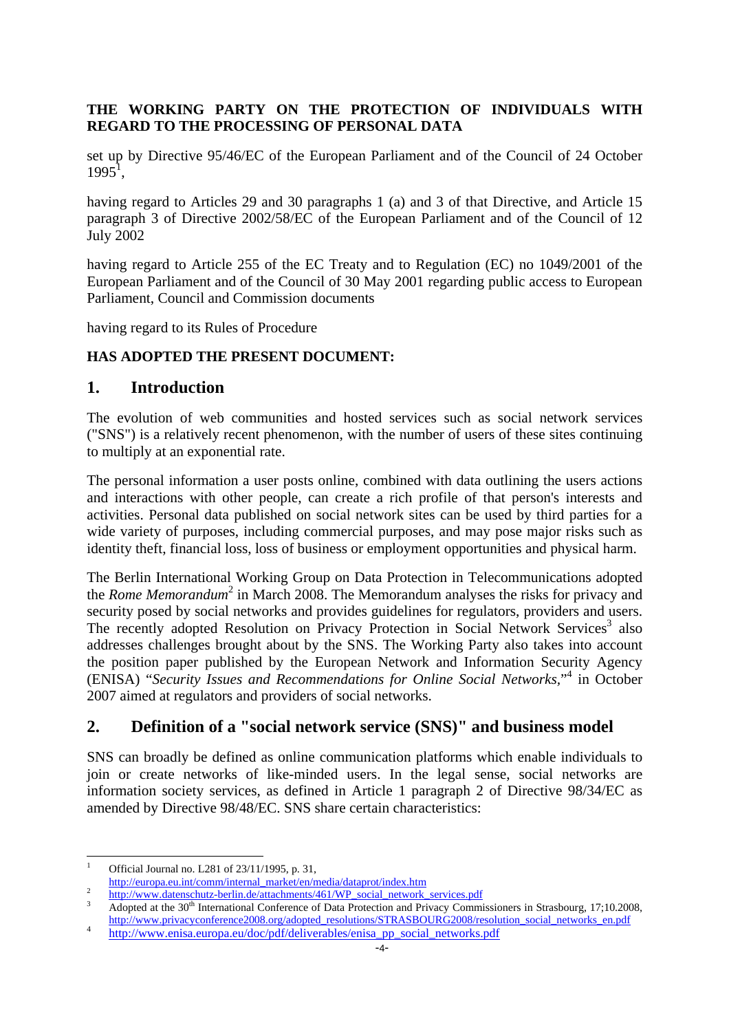**THE WORKING PARTY ON THE PROTECTION OF INDIVIDUALS WITH REGARD TO THE PROCESSING OF PERSONAL DATA**

set up by Directive 95/46/EC of the European Parliament and of the Council of 24 October 1995[1],

having regard to Articles 29 and 30 paragraphs 1 (a) and 3 of that Directive, and Article 15 paragraph 3 of Directive 2002/58/EC of the European Parliament and of the Council of 12 July 2002

having regard to Article 255 of the EC Treaty and to Regulation (EC) no 1049/2001 of the European Parliament and of the Council of 30 May 2001 regarding public access to European Parliament, Council and Commission documents

having regard to its Rules of Procedure

**HAS ADOPTED THE PRESENT DOCUMENT:**

## 1. Introduction

The evolution of web communities and hosted services such as social network services ("SNS") is a relatively recent phenomenon, with the number of users of these sites continuing to multiply at an exponential rate.

The personal information a user posts online, combined with data outlining the users actions and interactions with other people, can create a rich profile of that person's interests and activities. Personal data published on social network sites can be used by third parties for a wide variety of purposes, including commercial purposes, and may pose major risks such as identity theft, financial loss, loss of business or employment opportunities and physical harm.

The Berlin International Working Group on Data Protection in Telecommunications adopted the *Rome Memorandum*[2] in March 2008. The Memorandum analyses the risks for privacy and security posed by social networks and provides guidelines for regulators, providers and users. The recently adopted Resolution on Privacy Protection in Social Network Services[3] also addresses challenges brought about by the SNS. The Working Party also takes into account the position paper published by the European Network and Information Security Agency (ENISA) "*Security Issues and Recommendations for Online Social Networks*,"[4] in October 2007 aimed at regulators and providers of social networks.

## 2. Definition of a "social network service (SNS)" and business model

SNS can broadly be defined as online communication platforms which enable individuals to join or create networks of like-minded users. In the legal sense, social networks are information society services, as defined in Article 1 paragraph 2 of Directive 98/34/EC as amended by Directive 98/48/EC. SNS share certain characteristics:

---

[1] Official Journal no. L281 of 23/11/1995, p. 31, http://europa.eu.int/comm/internal_market/en/media/dataprot/index.htm

[2] http://www.datenschutz-berlin.de/attachments/461/WP_social_network_services.pdf

[3] Adopted at the 30th International Conference of Data Protection and Privacy Commissioners in Strasbourg, 17;10.2008, http://www.privacyconference2008.org/adopted_resolutions/STRASBOURG2008/resolution_social_networks_en.pdf

[4] http://www.enisa.europa.eu/doc/pdf/deliverables/enisa_pp_social_networks.pdf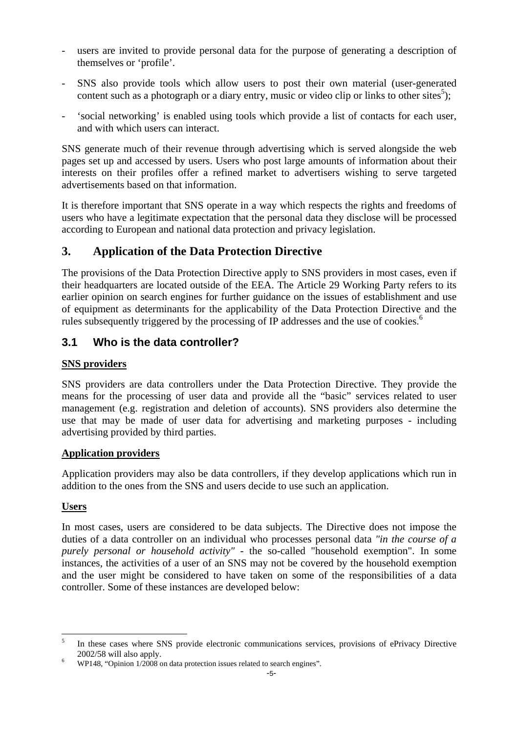- users are invited to provide personal data for the purpose of generating a description of themselves or 'profile'.
- SNS also provide tools which allow users to post their own material (user-generated content such as a photograph or a diary entry, music or video clip or links to other sites[5]);
- 'social networking' is enabled using tools which provide a list of contacts for each user, and with which users can interact.

SNS generate much of their revenue through advertising which is served alongside the web pages set up and accessed by users. Users who post large amounts of information about their interests on their profiles offer a refined market to advertisers wishing to serve targeted advertisements based on that information.

It is therefore important that SNS operate in a way which respects the rights and freedoms of users who have a legitimate expectation that the personal data they disclose will be processed according to European and national data protection and privacy legislation.

## 3. Application of the Data Protection Directive

The provisions of the Data Protection Directive apply to SNS providers in most cases, even if their headquarters are located outside of the EEA. The Article 29 Working Party refers to its earlier opinion on search engines for further guidance on the issues of establishment and use of equipment as determinants for the applicability of the Data Protection Directive and the rules subsequently triggered by the processing of IP addresses and the use of cookies.[6]

### 3.1 Who is the data controller?

**SNS providers**

SNS providers are data controllers under the Data Protection Directive. They provide the means for the processing of user data and provide all the "basic" services related to user management (e.g. registration and deletion of accounts). SNS providers also determine the use that may be made of user data for advertising and marketing purposes - including advertising provided by third parties.

**Application providers**

Application providers may also be data controllers, if they develop applications which run in addition to the ones from the SNS and users decide to use such an application.

**Users**

In most cases, users are considered to be data subjects. The Directive does not impose the duties of a data controller on an individual who processes personal data *"in the course of a purely personal or household activity"* - the so-called "household exemption". In some instances, the activities of a user of an SNS may not be covered by the household exemption and the user might be considered to have taken on some of the responsibilities of a data controller. Some of these instances are developed below:

---

[5] In these cases where SNS provide electronic communications services, provisions of ePrivacy Directive 2002/58 will also apply.

[6] WP148, "Opinion 1/2008 on data protection issues related to search engines".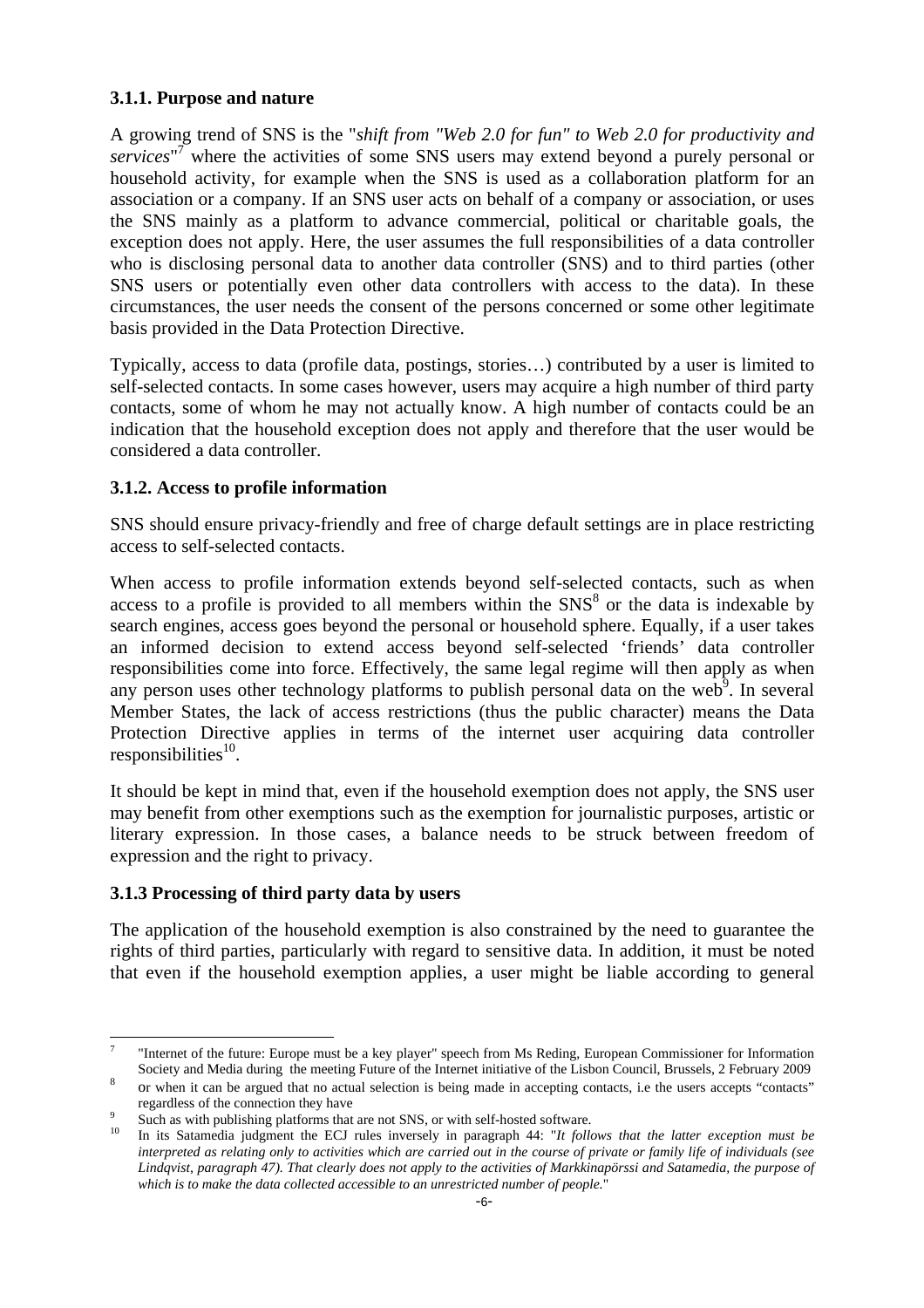### 3.1.1. Purpose and nature

A growing trend of SNS is the "*shift from "Web 2.0 for fun" to Web 2.0 for productivity and services*"[7] where the activities of some SNS users may extend beyond a purely personal or household activity, for example when the SNS is used as a collaboration platform for an association or a company. If an SNS user acts on behalf of a company or association, or uses the SNS mainly as a platform to advance commercial, political or charitable goals, the exception does not apply. Here, the user assumes the full responsibilities of a data controller who is disclosing personal data to another data controller (SNS) and to third parties (other SNS users or potentially even other data controllers with access to the data). In these circumstances, the user needs the consent of the persons concerned or some other legitimate basis provided in the Data Protection Directive.

Typically, access to data (profile data, postings, stories…) contributed by a user is limited to self-selected contacts. In some cases however, users may acquire a high number of third party contacts, some of whom he may not actually know. A high number of contacts could be an indication that the household exception does not apply and therefore that the user would be considered a data controller.

### 3.1.2. Access to profile information

SNS should ensure privacy-friendly and free of charge default settings are in place restricting access to self-selected contacts.

When access to profile information extends beyond self-selected contacts, such as when access to a profile is provided to all members within the SNS[8] or the data is indexable by search engines, access goes beyond the personal or household sphere. Equally, if a user takes an informed decision to extend access beyond self-selected 'friends' data controller responsibilities come into force. Effectively, the same legal regime will then apply as when any person uses other technology platforms to publish personal data on the web[9]. In several Member States, the lack of access restrictions (thus the public character) means the Data Protection Directive applies in terms of the internet user acquiring data controller responsibilities[10].

It should be kept in mind that, even if the household exemption does not apply, the SNS user may benefit from other exemptions such as the exemption for journalistic purposes, artistic or literary expression. In those cases, a balance needs to be struck between freedom of expression and the right to privacy.

### 3.1.3 Processing of third party data by users

The application of the household exemption is also constrained by the need to guarantee the rights of third parties, particularly with regard to sensitive data. In addition, it must be noted that even if the household exemption applies, a user might be liable according to general

---

[7] "Internet of the future: Europe must be a key player" speech from Ms Reding, European Commissioner for Information Society and Media during the meeting Future of the Internet initiative of the Lisbon Council, Brussels, 2 February 2009

[8] or when it can be argued that no actual selection is being made in accepting contacts, i.e the users accepts "contacts" regardless of the connection they have

[9] Such as with publishing platforms that are not SNS, or with self-hosted software.

[10] In its Satamedia judgment the ECJ rules inversely in paragraph 44: "*It follows that the latter exception must be interpreted as relating only to activities which are carried out in the course of private or family life of individuals (see Lindqvist, paragraph 47). That clearly does not apply to the activities of Markkinapörssi and Satamedia, the purpose of which is to make the data collected accessible to an unrestricted number of people.*"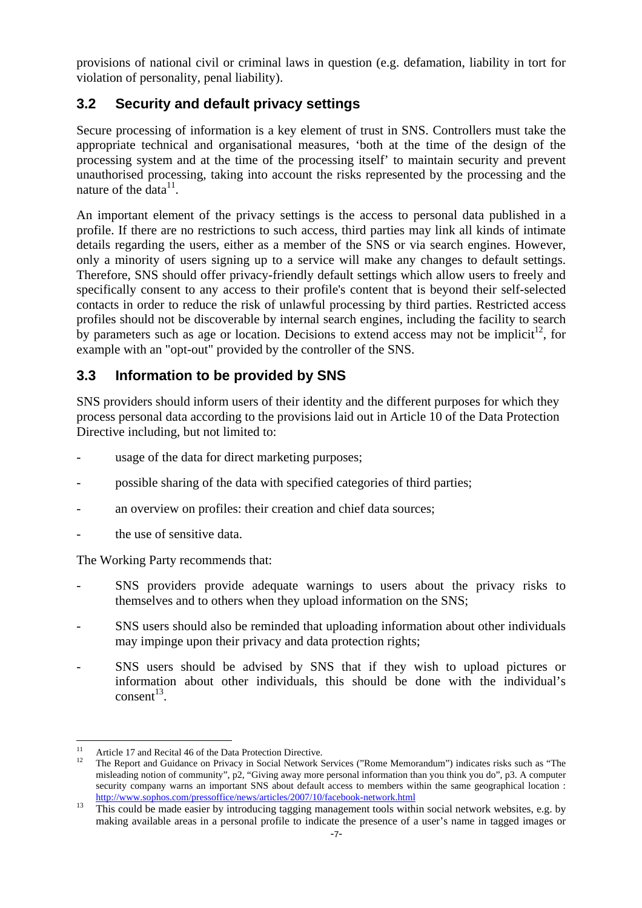provisions of national civil or criminal laws in question (e.g. defamation, liability in tort for violation of personality, penal liability).

## 3.2 Security and default privacy settings

Secure processing of information is a key element of trust in SNS. Controllers must take the appropriate technical and organisational measures, 'both at the time of the design of the processing system and at the time of the processing itself' to maintain security and prevent unauthorised processing, taking into account the risks represented by the processing and the nature of the data[11].

An important element of the privacy settings is the access to personal data published in a profile. If there are no restrictions to such access, third parties may link all kinds of intimate details regarding the users, either as a member of the SNS or via search engines. However, only a minority of users signing up to a service will make any changes to default settings. Therefore, SNS should offer privacy-friendly default settings which allow users to freely and specifically consent to any access to their profile's content that is beyond their self-selected contacts in order to reduce the risk of unlawful processing by third parties. Restricted access profiles should not be discoverable by internal search engines, including the facility to search by parameters such as age or location. Decisions to extend access may not be implicit[12], for example with an "opt-out" provided by the controller of the SNS.

## 3.3 Information to be provided by SNS

SNS providers should inform users of their identity and the different purposes for which they process personal data according to the provisions laid out in Article 10 of the Data Protection Directive including, but not limited to:

- usage of the data for direct marketing purposes;
- possible sharing of the data with specified categories of third parties;
- an overview on profiles: their creation and chief data sources;
- the use of sensitive data.

The Working Party recommends that:

- SNS providers provide adequate warnings to users about the privacy risks to themselves and to others when they upload information on the SNS;
- SNS users should also be reminded that uploading information about other individuals may impinge upon their privacy and data protection rights;
- SNS users should be advised by SNS that if they wish to upload pictures or information about other individuals, this should be done with the individual's consent[13].

---

[11] Article 17 and Recital 46 of the Data Protection Directive.

[12] The Report and Guidance on Privacy in Social Network Services ("Rome Memorandum") indicates risks such as "The misleading notion of community", p2, "Giving away more personal information than you think you do", p3. A computer security company warns an important SNS about default access to members within the same geographical location : http://www.sophos.com/pressoffice/news/articles/2007/10/facebook-network.html

[13] This could be made easier by introducing tagging management tools within social network websites, e.g. by making available areas in a personal profile to indicate the presence of a user's name in tagged images or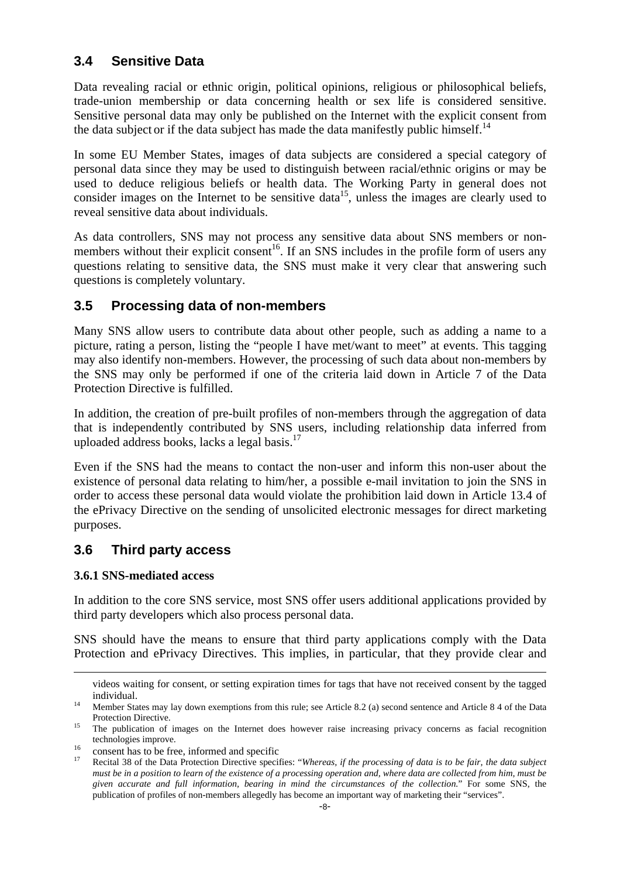## 3.4 Sensitive Data

Data revealing racial or ethnic origin, political opinions, religious or philosophical beliefs, trade-union membership or data concerning health or sex life is considered sensitive. Sensitive personal data may only be published on the Internet with the explicit consent from the data subject or if the data subject has made the data manifestly public himself.[14]

In some EU Member States, images of data subjects are considered a special category of personal data since they may be used to distinguish between racial/ethnic origins or may be used to deduce religious beliefs or health data. The Working Party in general does not consider images on the Internet to be sensitive data[15], unless the images are clearly used to reveal sensitive data about individuals.

As data controllers, SNS may not process any sensitive data about SNS members or non-members without their explicit consent[16]. If an SNS includes in the profile form of users any questions relating to sensitive data, the SNS must make it very clear that answering such questions is completely voluntary.

## 3.5 Processing data of non-members

Many SNS allow users to contribute data about other people, such as adding a name to a picture, rating a person, listing the "people I have met/want to meet" at events. This tagging may also identify non-members. However, the processing of such data about non-members by the SNS may only be performed if one of the criteria laid down in Article 7 of the Data Protection Directive is fulfilled.

In addition, the creation of pre-built profiles of non-members through the aggregation of data that is independently contributed by SNS users, including relationship data inferred from uploaded address books, lacks a legal basis.[17]

Even if the SNS had the means to contact the non-user and inform this non-user about the existence of personal data relating to him/her, a possible e-mail invitation to join the SNS in order to access these personal data would violate the prohibition laid down in Article 13.4 of the ePrivacy Directive on the sending of unsolicited electronic messages for direct marketing purposes.

## 3.6 Third party access

### 3.6.1 SNS-mediated access

In addition to the core SNS service, most SNS offer users additional applications provided by third party developers which also process personal data.

SNS should have the means to ensure that third party applications comply with the Data Protection and ePrivacy Directives. This implies, in particular, that they provide clear and

---

videos waiting for consent, or setting expiration times for tags that have not received consent by the tagged individual.

[14] Member States may lay down exemptions from this rule; see Article 8.2 (a) second sentence and Article 8 4 of the Data Protection Directive.

[15] The publication of images on the Internet does however raise increasing privacy concerns as facial recognition technologies improve.

[16] consent has to be free, informed and specific

[17] Recital 38 of the Data Protection Directive specifies: "*Whereas, if the processing of data is to be fair, the data subject must be in a position to learn of the existence of a processing operation and, where data are collected from him, must be given accurate and full information, bearing in mind the circumstances of the collection.*" For some SNS, the publication of profiles of non-members allegedly has become an important way of marketing their "services".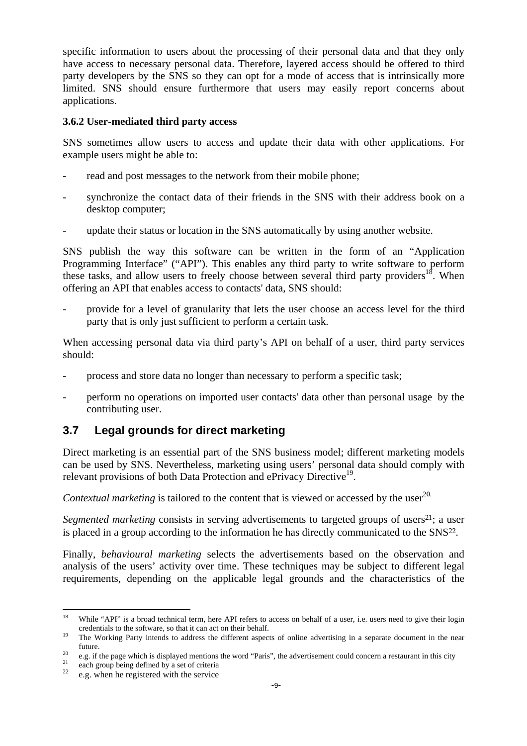specific information to users about the processing of their personal data and that they only have access to necessary personal data. Therefore, layered access should be offered to third party developers by the SNS so they can opt for a mode of access that is intrinsically more limited. SNS should ensure furthermore that users may easily report concerns about applications.

### 3.6.2 User-mediated third party access

SNS sometimes allow users to access and update their data with other applications. For example users might be able to:

- read and post messages to the network from their mobile phone;
- synchronize the contact data of their friends in the SNS with their address book on a desktop computer;
- update their status or location in the SNS automatically by using another website.

SNS publish the way this software can be written in the form of an "Application Programming Interface" ("API"). This enables any third party to write software to perform these tasks, and allow users to freely choose between several third party providers[18]. When offering an API that enables access to contacts' data, SNS should:

- provide for a level of granularity that lets the user choose an access level for the third party that is only just sufficient to perform a certain task.

When accessing personal data via third party's API on behalf of a user, third party services should:

- process and store data no longer than necessary to perform a specific task;
- perform no operations on imported user contacts' data other than personal usage by the contributing user.

## 3.7 Legal grounds for direct marketing

Direct marketing is an essential part of the SNS business model; different marketing models can be used by SNS. Nevertheless, marketing using users' personal data should comply with relevant provisions of both Data Protection and ePrivacy Directive[19].

*Contextual marketing* is tailored to the content that is viewed or accessed by the user[20].

*Segmented marketing* consists in serving advertisements to targeted groups of users[21]; a user is placed in a group according to the information he has directly communicated to the SNS[22].

Finally, *behavioural marketing* selects the advertisements based on the observation and analysis of the users' activity over time. These techniques may be subject to different legal requirements, depending on the applicable legal grounds and the characteristics of the

---

[18] While "API" is a broad technical term, here API refers to access on behalf of a user, i.e. users need to give their login credentials to the software, so that it can act on their behalf.

[19] The Working Party intends to address the different aspects of online advertising in a separate document in the near future.

[20] e.g. if the page which is displayed mentions the word "Paris", the advertisement could concern a restaurant in this city

[21] each group being defined by a set of criteria

[22] e.g. when he registered with the service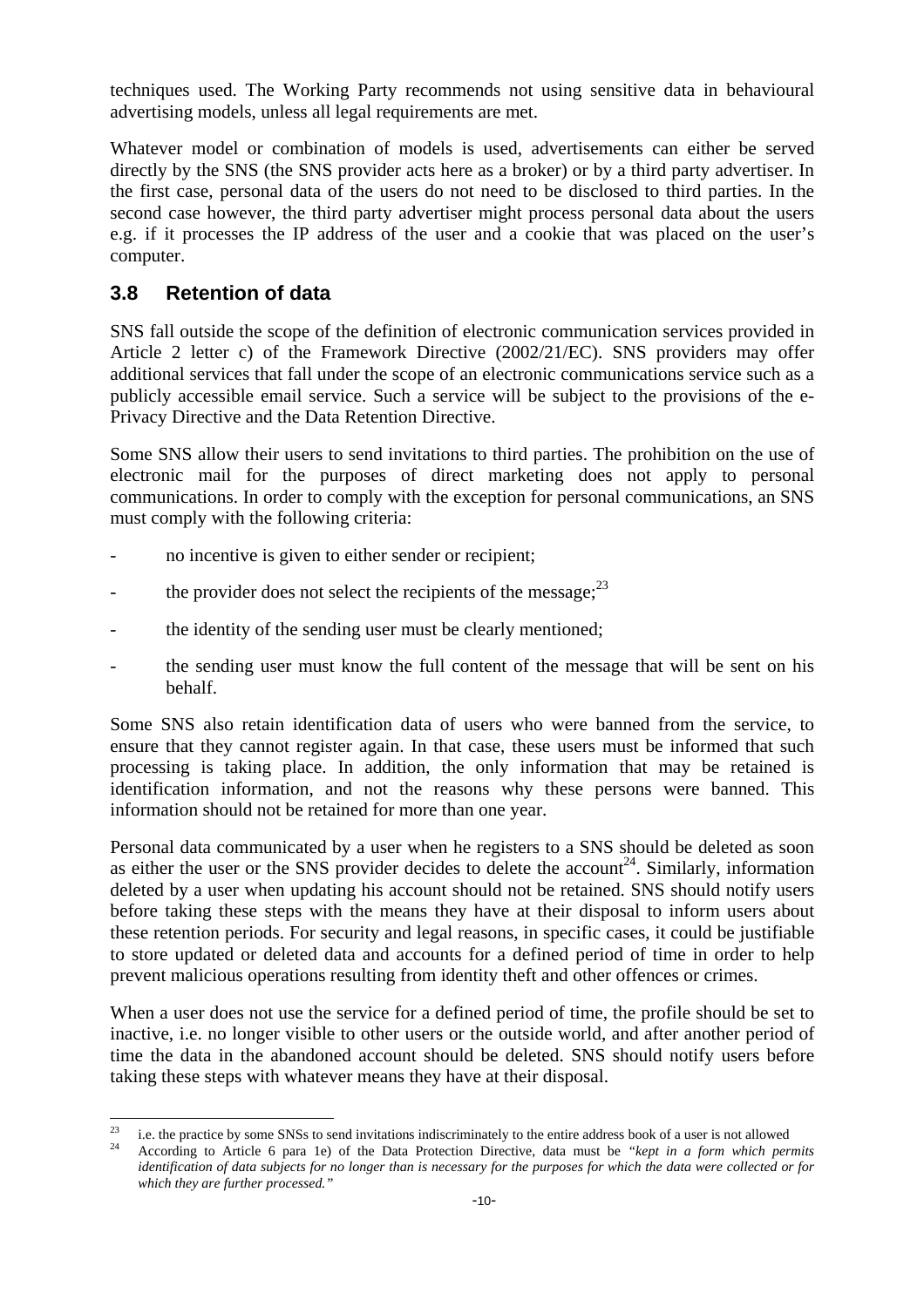techniques used. The Working Party recommends not using sensitive data in behavioural advertising models, unless all legal requirements are met.

Whatever model or combination of models is used, advertisements can either be served directly by the SNS (the SNS provider acts here as a broker) or by a third party advertiser. In the first case, personal data of the users do not need to be disclosed to third parties. In the second case however, the third party advertiser might process personal data about the users e.g. if it processes the IP address of the user and a cookie that was placed on the user's computer.

## 3.8 Retention of data

SNS fall outside the scope of the definition of electronic communication services provided in Article 2 letter c) of the Framework Directive (2002/21/EC). SNS providers may offer additional services that fall under the scope of an electronic communications service such as a publicly accessible email service. Such a service will be subject to the provisions of the e-Privacy Directive and the Data Retention Directive.

Some SNS allow their users to send invitations to third parties. The prohibition on the use of electronic mail for the purposes of direct marketing does not apply to personal communications. In order to comply with the exception for personal communications, an SNS must comply with the following criteria:

- no incentive is given to either sender or recipient;
- the provider does not select the recipients of the message;[23]
- the identity of the sending user must be clearly mentioned;
- the sending user must know the full content of the message that will be sent on his behalf.

Some SNS also retain identification data of users who were banned from the service, to ensure that they cannot register again. In that case, these users must be informed that such processing is taking place. In addition, the only information that may be retained is identification information, and not the reasons why these persons were banned. This information should not be retained for more than one year.

Personal data communicated by a user when he registers to a SNS should be deleted as soon as either the user or the SNS provider decides to delete the account[24]. Similarly, information deleted by a user when updating his account should not be retained. SNS should notify users before taking these steps with the means they have at their disposal to inform users about these retention periods. For security and legal reasons, in specific cases, it could be justifiable to store updated or deleted data and accounts for a defined period of time in order to help prevent malicious operations resulting from identity theft and other offences or crimes.

When a user does not use the service for a defined period of time, the profile should be set to inactive, i.e. no longer visible to other users or the outside world, and after another period of time the data in the abandoned account should be deleted. SNS should notify users before taking these steps with whatever means they have at their disposal.

---

[23] i.e. the practice by some SNSs to send invitations indiscriminately to the entire address book of a user is not allowed

[24] According to Article 6 para 1e) of the Data Protection Directive, data must be *"kept in a form which permits identification of data subjects for no longer than is necessary for the purposes for which the data were collected or for which they are further processed."*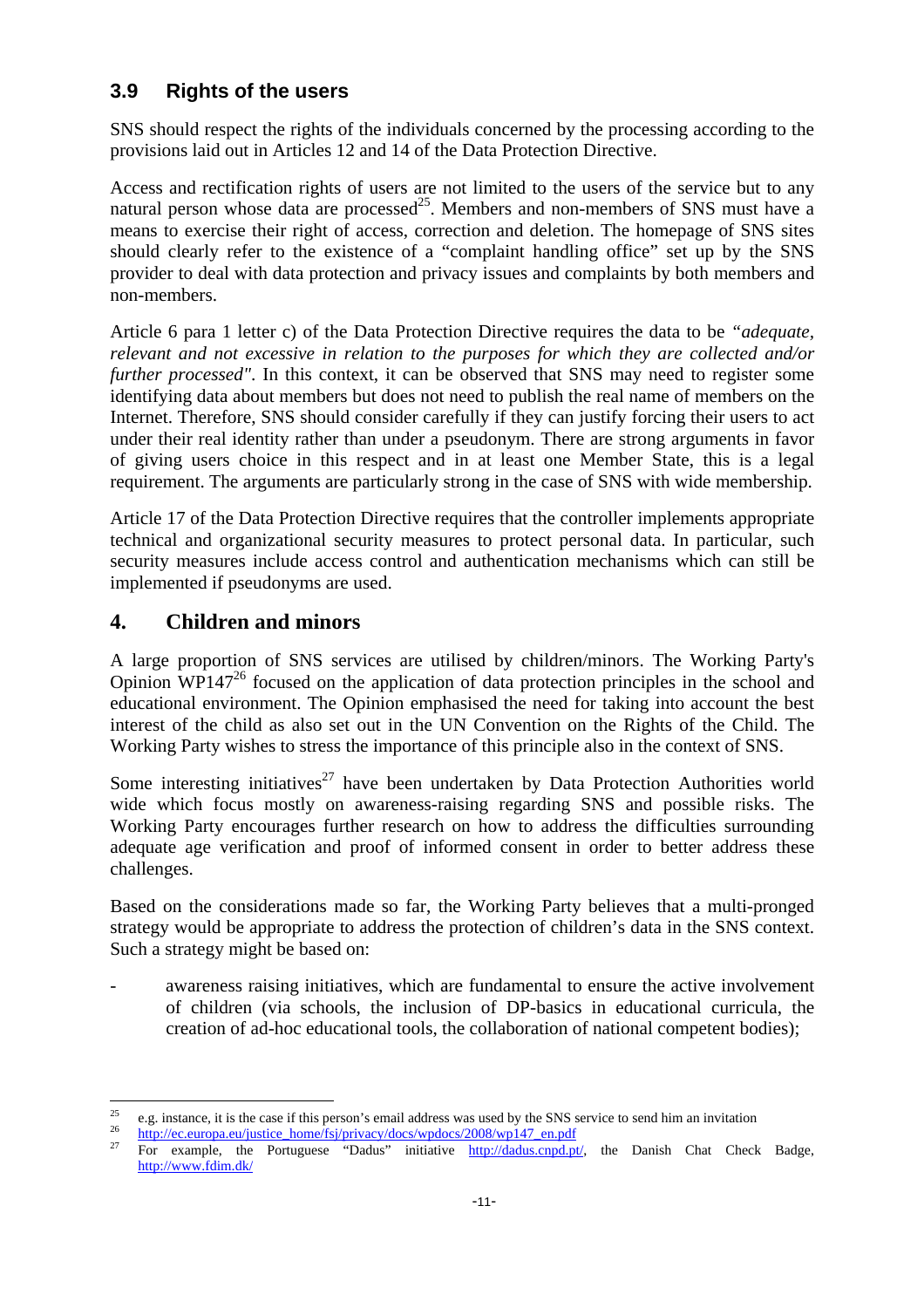## 3.9 Rights of the users

SNS should respect the rights of the individuals concerned by the processing according to the provisions laid out in Articles 12 and 14 of the Data Protection Directive.

Access and rectification rights of users are not limited to the users of the service but to any natural person whose data are processed[25]. Members and non-members of SNS must have a means to exercise their right of access, correction and deletion. The homepage of SNS sites should clearly refer to the existence of a "complaint handling office" set up by the SNS provider to deal with data protection and privacy issues and complaints by both members and non-members.

Article 6 para 1 letter c) of the Data Protection Directive requires the data to be *"adequate, relevant and not excessive in relation to the purposes for which they are collected and/or further processed"*. In this context, it can be observed that SNS may need to register some identifying data about members but does not need to publish the real name of members on the Internet. Therefore, SNS should consider carefully if they can justify forcing their users to act under their real identity rather than under a pseudonym. There are strong arguments in favor of giving users choice in this respect and in at least one Member State, this is a legal requirement. The arguments are particularly strong in the case of SNS with wide membership.

Article 17 of the Data Protection Directive requires that the controller implements appropriate technical and organizational security measures to protect personal data. In particular, such security measures include access control and authentication mechanisms which can still be implemented if pseudonyms are used.

# 4. Children and minors

A large proportion of SNS services are utilised by children/minors. The Working Party's Opinion WP147[26] focused on the application of data protection principles in the school and educational environment. The Opinion emphasised the need for taking into account the best interest of the child as also set out in the UN Convention on the Rights of the Child. The Working Party wishes to stress the importance of this principle also in the context of SNS.

Some interesting initiatives[27] have been undertaken by Data Protection Authorities world wide which focus mostly on awareness-raising regarding SNS and possible risks. The Working Party encourages further research on how to address the difficulties surrounding adequate age verification and proof of informed consent in order to better address these challenges.

Based on the considerations made so far, the Working Party believes that a multi-pronged strategy would be appropriate to address the protection of children's data in the SNS context. Such a strategy might be based on:

- awareness raising initiatives, which are fundamental to ensure the active involvement of children (via schools, the inclusion of DP-basics in educational curricula, the creation of ad-hoc educational tools, the collaboration of national competent bodies);

---

[25] e.g. instance, it is the case if this person's email address was used by the SNS service to send him an invitation

[26] http://ec.europa.eu/justice_home/fsj/privacy/docs/wpdocs/2008/wp147_en.pdf

[27] For example, the Portuguese "Dadus" initiative http://dadus.cnpd.pt/, the Danish Chat Check Badge, http://www.fdim.dk/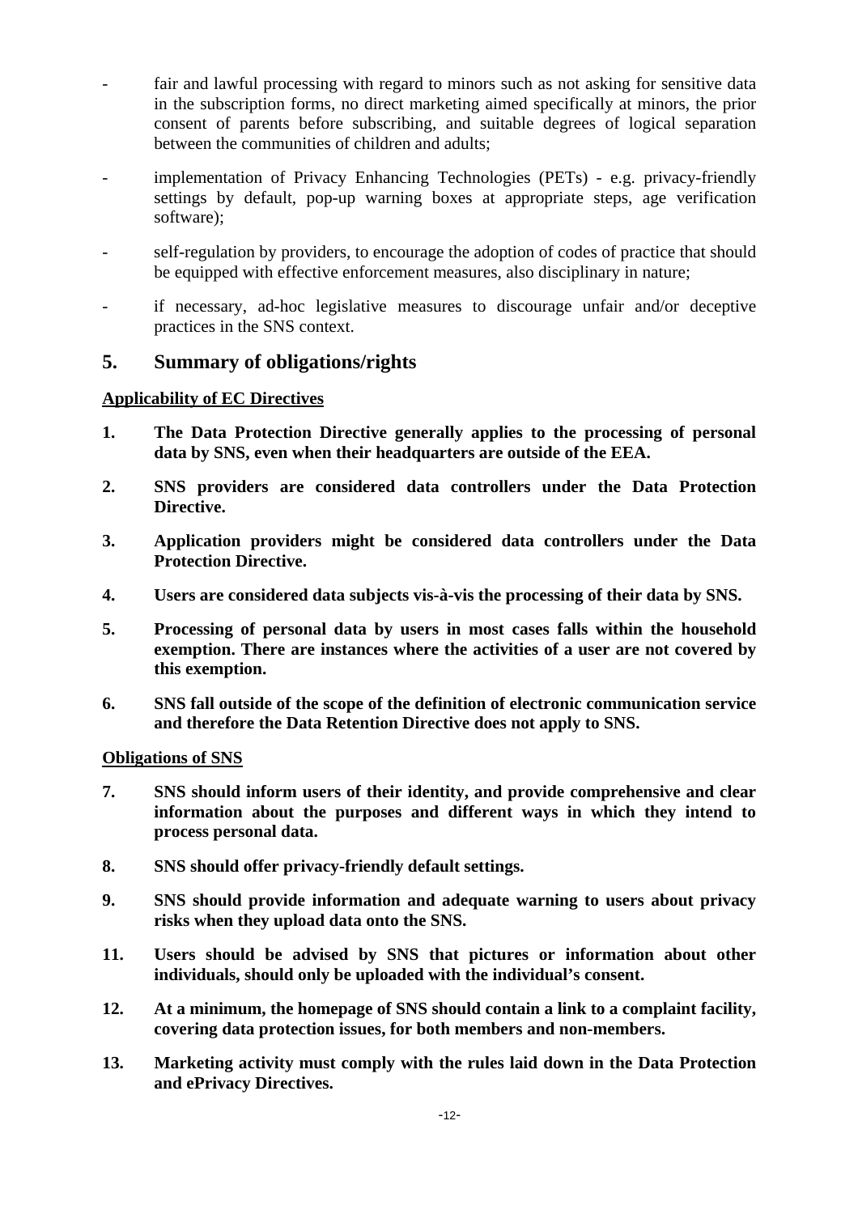- fair and lawful processing with regard to minors such as not asking for sensitive data in the subscription forms, no direct marketing aimed specifically at minors, the prior consent of parents before subscribing, and suitable degrees of logical separation between the communities of children and adults;
- implementation of Privacy Enhancing Technologies (PETs) - e.g. privacy-friendly settings by default, pop-up warning boxes at appropriate steps, age verification software);
- self-regulation by providers, to encourage the adoption of codes of practice that should be equipped with effective enforcement measures, also disciplinary in nature;
- if necessary, ad-hoc legislative measures to discourage unfair and/or deceptive practices in the SNS context.

## 5. Summary of obligations/rights

**Applicability of EC Directives**

**1. The Data Protection Directive generally applies to the processing of personal data by SNS, even when their headquarters are outside of the EEA.**

**2. SNS providers are considered data controllers under the Data Protection Directive.**

**3. Application providers might be considered data controllers under the Data Protection Directive.**

**4. Users are considered data subjects vis-à-vis the processing of their data by SNS.**

**5. Processing of personal data by users in most cases falls within the household exemption. There are instances where the activities of a user are not covered by this exemption.**

**6. SNS fall outside of the scope of the definition of electronic communication service and therefore the Data Retention Directive does not apply to SNS.**

**Obligations of SNS**

**7. SNS should inform users of their identity, and provide comprehensive and clear information about the purposes and different ways in which they intend to process personal data.**

**8. SNS should offer privacy-friendly default settings.**

**9. SNS should provide information and adequate warning to users about privacy risks when they upload data onto the SNS.**

**11. Users should be advised by SNS that pictures or information about other individuals, should only be uploaded with the individual's consent.**

**12. At a minimum, the homepage of SNS should contain a link to a complaint facility, covering data protection issues, for both members and non-members.**

**13. Marketing activity must comply with the rules laid down in the Data Protection and ePrivacy Directives.**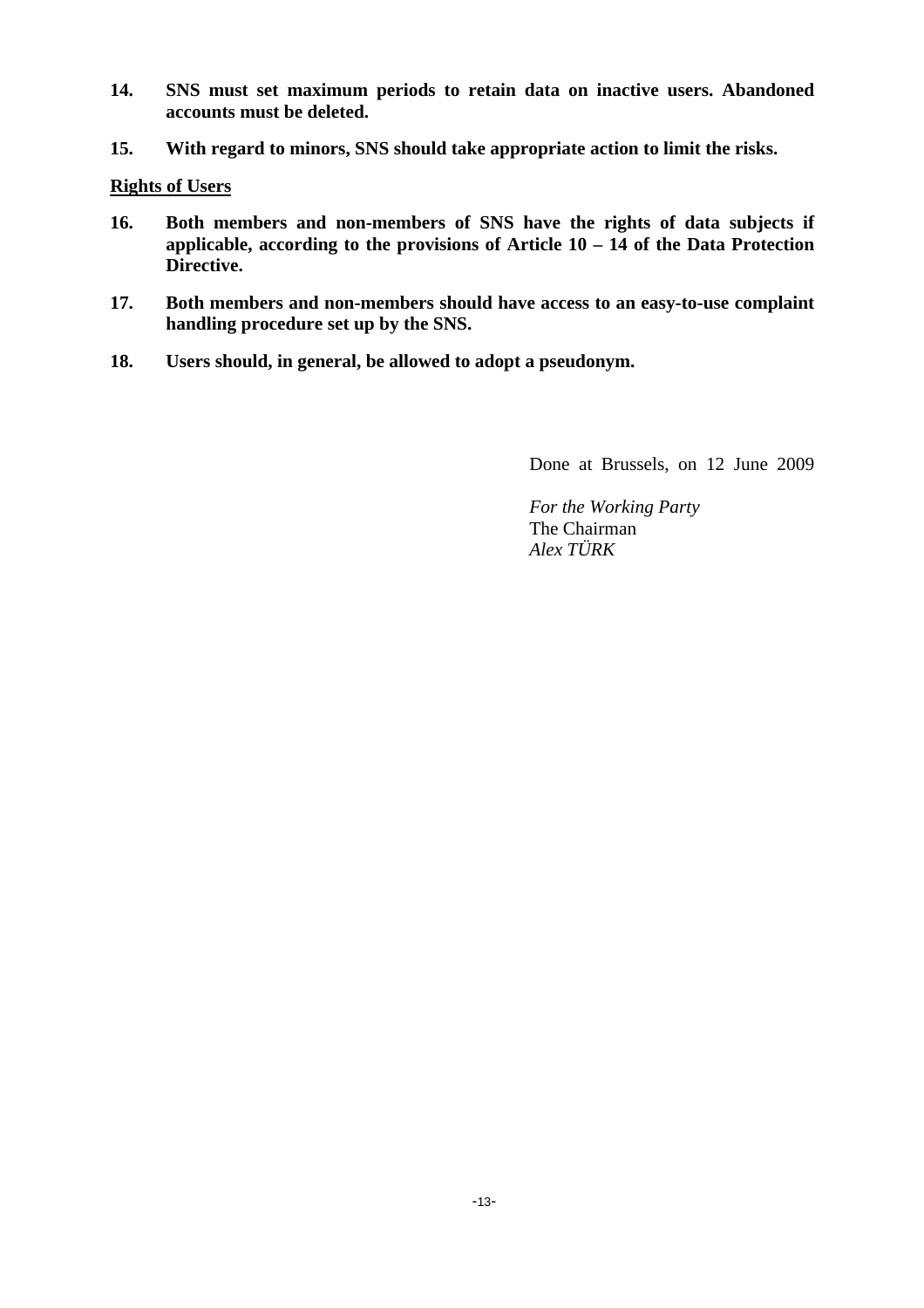**14. SNS must set maximum periods to retain data on inactive users. Abandoned accounts must be deleted.**

**15. With regard to minors, SNS should take appropriate action to limit the risks.**

**Rights of Users**

**16. Both members and non-members of SNS have the rights of data subjects if applicable, according to the provisions of Article 10 – 14 of the Data Protection Directive.**

**17. Both members and non-members should have access to an easy-to-use complaint handling procedure set up by the SNS.**

**18. Users should, in general, be allowed to adopt a pseudonym.**

Done at Brussels, on 12 June 2009

*For the Working Party*
The Chairman
*Alex TÜRK*